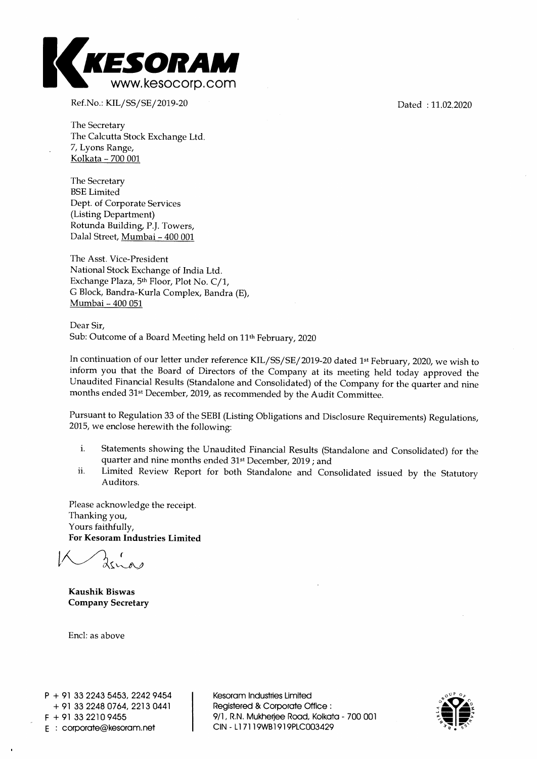**KESORAM**
www.kesocorp.com

Ref.No.: KIL/SS/SE/2019-20

Dated : 11.02.2020

The Secretary
The Calcutta Stock Exchange Ltd.
7, Lyons Range,
Kolkata - 700 001

The Secretary
BSE Limited
Dept. of Corporate Services
(Listing Department)
Rotunda Building, P.J. Towers,
Dalal Street, Mumbai - 400 001

The Asst. Vice-President
National Stock Exchange of India Ltd.
Exchange Plaza, 5th Floor, Plot No. C/1,
G Block, Bandra-Kurla Complex, Bandra (E),
Mumbai - 400 051

Dear Sir,
Sub: Outcome of a Board Meeting held on 11th February, 2020

In continuation of our letter under reference KIL/SS/SE/2019-20 dated 1st February, 2020, we wish to inform you that the Board of Directors of the Company at its meeting held today approved the Unaudited Financial Results (Standalone and Consolidated) of the Company for the quarter and nine months ended 31st December, 2019, as recommended by the Audit Committee.

Pursuant to Regulation 33 of the SEBI (Listing Obligations and Disclosure Requirements) Regulations, 2015, we enclose herewith the following:

i. Statements showing the Unaudited Financial Results (Standalone and Consolidated) for the quarter and nine months ended 31st December, 2019 ; and
ii. Limited Review Report for both Standalone and Consolidated issued by the Statutory Auditors.

Please acknowledge the receipt.
Thanking you,
Yours faithfully,
**For Kesoram Industries Limited**

**Kaushik Biswas**
**Company Secretary**

Encl: as above

P + 91 33 2243 5453, 2242 9454
+ 91 33 2248 0764, 2213 0441
F + 91 33 2210 9455
E : corporate@kesoram.net

Kesoram Industries Limited
Registered & Corporate Office :
9/1, R.N. Mukherjee Road, Kolkata - 700 001
CIN - L17119WB1919PLC003429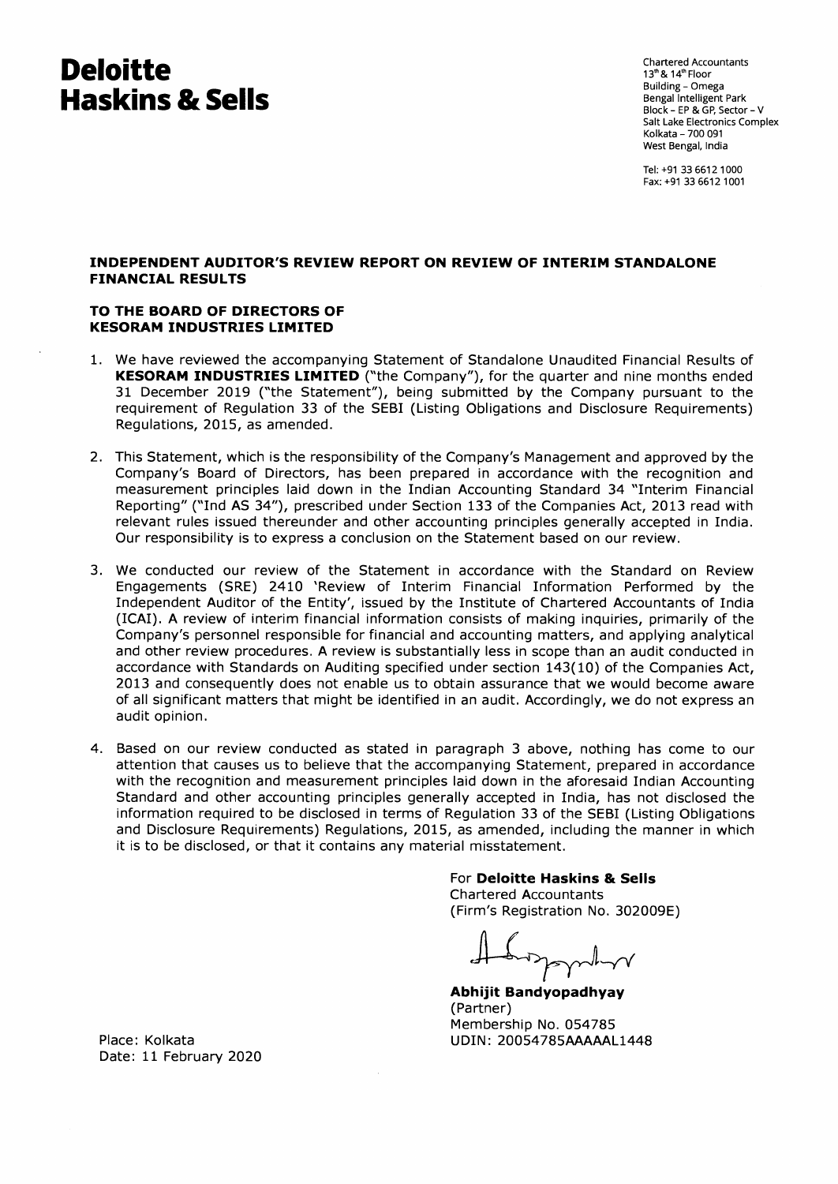# Deloitte Haskins & Sells

Chartered Accountants
13th & 14th Floor
Building - Omega
Bengal Intelligent Park
Block - EP & GP, Sector - V
Salt Lake Electronics Complex
Kolkata - 700 091
West Bengal, India

Tel: +91 33 6612 1000
Fax: +91 33 6612 1001

## INDEPENDENT AUDITOR'S REVIEW REPORT ON REVIEW OF INTERIM STANDALONE FINANCIAL RESULTS

**TO THE BOARD OF DIRECTORS OF KESORAM INDUSTRIES LIMITED**

1. We have reviewed the accompanying Statement of Standalone Unaudited Financial Results of **KESORAM INDUSTRIES LIMITED** ("the Company"), for the quarter and nine months ended 31 December 2019 ("the Statement"), being submitted by the Company pursuant to the requirement of Regulation 33 of the SEBI (Listing Obligations and Disclosure Requirements) Regulations, 2015, as amended.

2. This Statement, which is the responsibility of the Company's Management and approved by the Company's Board of Directors, has been prepared in accordance with the recognition and measurement principles laid down in the Indian Accounting Standard 34 "Interim Financial Reporting" ("Ind AS 34"), prescribed under Section 133 of the Companies Act, 2013 read with relevant rules issued thereunder and other accounting principles generally accepted in India. Our responsibility is to express a conclusion on the Statement based on our review.

3. We conducted our review of the Statement in accordance with the Standard on Review Engagements (SRE) 2410 'Review of Interim Financial Information Performed by the Independent Auditor of the Entity', issued by the Institute of Chartered Accountants of India (ICAI). A review of interim financial information consists of making inquiries, primarily of the Company's personnel responsible for financial and accounting matters, and applying analytical and other review procedures. A review is substantially less in scope than an audit conducted in accordance with Standards on Auditing specified under section 143(10) of the Companies Act, 2013 and consequently does not enable us to obtain assurance that we would become aware of all significant matters that might be identified in an audit. Accordingly, we do not express an audit opinion.

4. Based on our review conducted as stated in paragraph 3 above, nothing has come to our attention that causes us to believe that the accompanying Statement, prepared in accordance with the recognition and measurement principles laid down in the aforesaid Indian Accounting Standard and other accounting principles generally accepted in India, has not disclosed the information required to be disclosed in terms of Regulation 33 of the SEBI (Listing Obligations and Disclosure Requirements) Regulations, 2015, as amended, including the manner in which it is to be disclosed, or that it contains any material misstatement.

For **Deloitte Haskins & Sells**
Chartered Accountants
(Firm's Registration No. 302009E)

**Abhijit Bandyopadhyay**
(Partner)
Membership No. 054785
UDIN: 20054785AAAAAL1448

Place: Kolkata
Date: 11 February 2020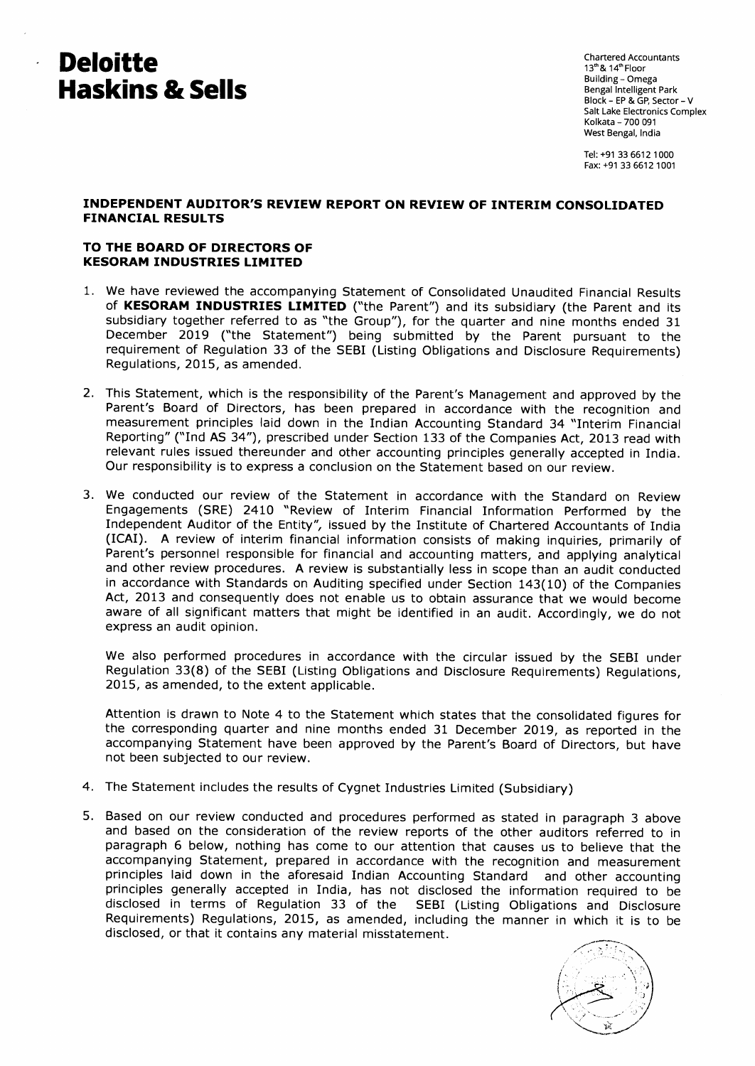# Deloitte Haskins & Sells

Chartered Accountants
13[th] & 14[th] Floor
Building - Omega
Bengal Intelligent Park
Block - EP & GP, Sector - V
Salt Lake Electronics Complex
Kolkata - 700 091
West Bengal, India

Tel: +91 33 6612 1000
Fax: +91 33 6612 1001

## INDEPENDENT AUDITOR'S REVIEW REPORT ON REVIEW OF INTERIM CONSOLIDATED FINANCIAL RESULTS

**TO THE BOARD OF DIRECTORS OF KESORAM INDUSTRIES LIMITED**

1. We have reviewed the accompanying Statement of Consolidated Unaudited Financial Results of **KESORAM INDUSTRIES LIMITED** ("the Parent") and its subsidiary (the Parent and its subsidiary together referred to as "the Group"), for the quarter and nine months ended 31 December 2019 ("the Statement") being submitted by the Parent pursuant to the requirement of Regulation 33 of the SEBI (Listing Obligations and Disclosure Requirements) Regulations, 2015, as amended.

2. This Statement, which is the responsibility of the Parent's Management and approved by the Parent's Board of Directors, has been prepared in accordance with the recognition and measurement principles laid down in the Indian Accounting Standard 34 "Interim Financial Reporting" ("Ind AS 34"), prescribed under Section 133 of the Companies Act, 2013 read with relevant rules issued thereunder and other accounting principles generally accepted in India. Our responsibility is to express a conclusion on the Statement based on our review.

3. We conducted our review of the Statement in accordance with the Standard on Review Engagements (SRE) 2410 "Review of Interim Financial Information Performed by the Independent Auditor of the Entity", issued by the Institute of Chartered Accountants of India (ICAI). A review of interim financial information consists of making inquiries, primarily of Parent's personnel responsible for financial and accounting matters, and applying analytical and other review procedures. A review is substantially less in scope than an audit conducted in accordance with Standards on Auditing specified under Section 143(10) of the Companies Act, 2013 and consequently does not enable us to obtain assurance that we would become aware of all significant matters that might be identified in an audit. Accordingly, we do not express an audit opinion.

   We also performed procedures in accordance with the circular issued by the SEBI under Regulation 33(8) of the SEBI (Listing Obligations and Disclosure Requirements) Regulations, 2015, as amended, to the extent applicable.

   Attention is drawn to Note 4 to the Statement which states that the consolidated figures for the corresponding quarter and nine months ended 31 December 2019, as reported in the accompanying Statement have been approved by the Parent's Board of Directors, but have not been subjected to our review.

4. The Statement includes the results of Cygnet Industries Limited (Subsidiary)

5. Based on our review conducted and procedures performed as stated in paragraph 3 above and based on the consideration of the review reports of the other auditors referred to in paragraph 6 below, nothing has come to our attention that causes us to believe that the accompanying Statement, prepared in accordance with the recognition and measurement principles laid down in the aforesaid Indian Accounting Standard and other accounting principles generally accepted in India, has not disclosed the information required to be disclosed in terms of Regulation 33 of the SEBI (Listing Obligations and Disclosure Requirements) Regulations, 2015, as amended, including the manner in which it is to be disclosed, or that it contains any material misstatement.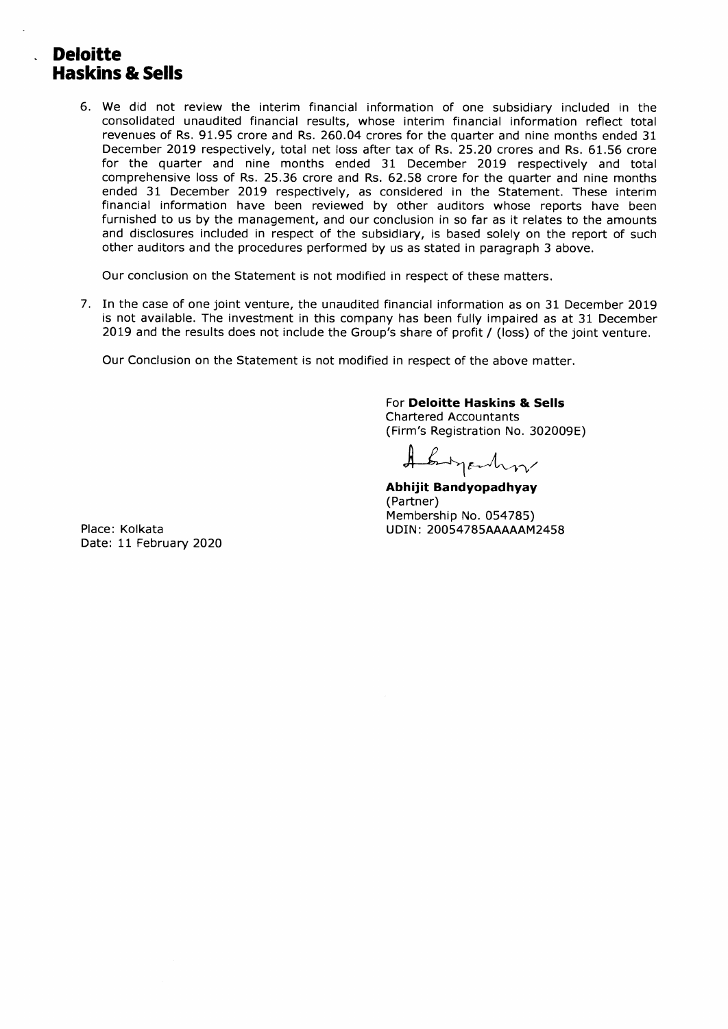**Deloitte**
**Haskins & Sells**

6. We did not review the interim financial information of one subsidiary included in the consolidated unaudited financial results, whose interim financial information reflect total revenues of Rs. 91.95 crore and Rs. 260.04 crores for the quarter and nine months ended 31 December 2019 respectively, total net loss after tax of Rs. 25.20 crores and Rs. 61.56 crore for the quarter and nine months ended 31 December 2019 respectively and total comprehensive loss of Rs. 25.36 crore and Rs. 62.58 crore for the quarter and nine months ended 31 December 2019 respectively, as considered in the Statement. These interim financial information have been reviewed by other auditors whose reports have been furnished to us by the management, and our conclusion in so far as it relates to the amounts and disclosures included in respect of the subsidiary, is based solely on the report of such other auditors and the procedures performed by us as stated in paragraph 3 above.

   Our conclusion on the Statement is not modified in respect of these matters.

7. In the case of one joint venture, the unaudited financial information as on 31 December 2019 is not available. The investment in this company has been fully impaired as at 31 December 2019 and the results does not include the Group's share of profit / (loss) of the joint venture.

   Our Conclusion on the Statement is not modified in respect of the above matter.

For **Deloitte Haskins & Sells**
Chartered Accountants
(Firm's Registration No. 302009E)

**Abhijit Bandyopadhyay**
(Partner)
Membership No. 054785)
UDIN: 20054785AAAAAM2458

Place: Kolkata
Date: 11 February 2020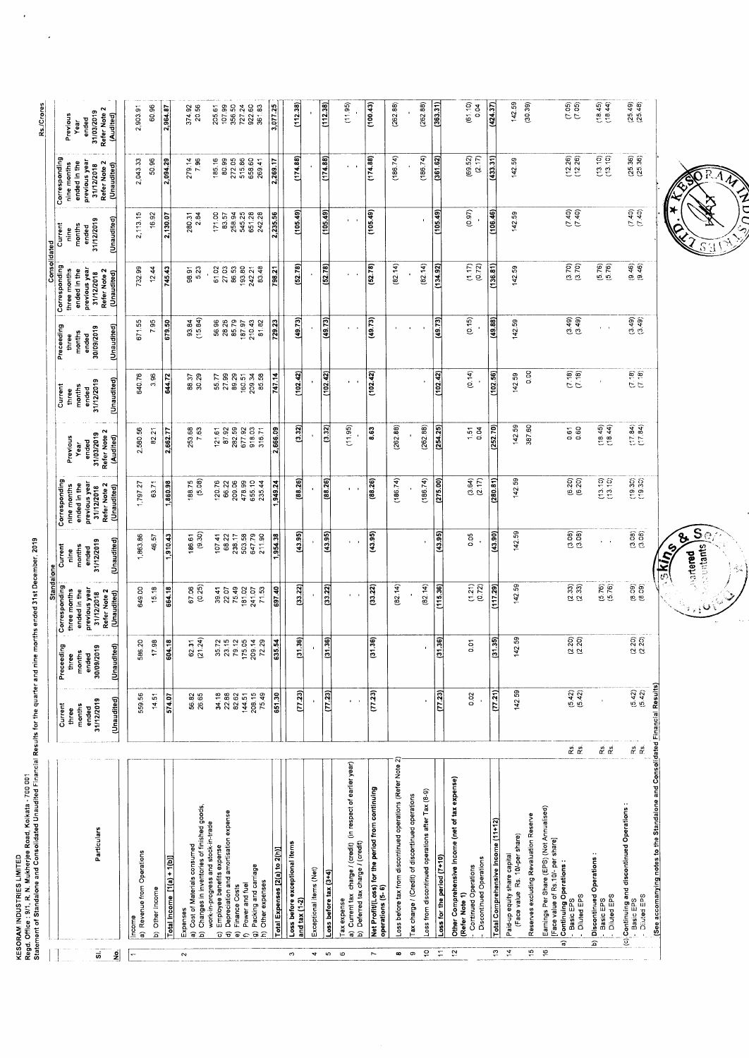KESORAM INDUSTRIES LIMITED

Regd. Office : 9/1, R. N. Mukherjee Road, Kolkata - 700 001

Statement of Standalone and Consolidated Unaudited Financial Results for the quarter and nine months ended 31st December, 2019

Rs./Crores

| Sl. No. | Particulars | Standalone | | | | | | Consolidated | | | | | |
|---|---|---|---|---|---|---|---|---|---|---|---|---|---|
| | | Current three months ended 31/12/2019 (Unaudited) | Preceeding three months ended 30/09/2019 (Unaudited) | Corresponding three months ended in the previous year 31/12/2018 Refer Note 2 (Unaudited) | Current nine months ended 31/12/2019 (Unaudited) | Corresponding nine months ended in the previous year 31/12/2018 Refer Note 2 (Unaudited) | Previous Year ended 31/03/2019 Refer Note 2 (Audited) | Current three months ended 31/12/2019 (Unaudited) | Preceeding three months ended 30/09/2019 (Unaudited) | Corresponding three months ended in the previous year 31/12/2018 Refer Note 2 (Unaudited) | Current nine months ended 31/12/2019 (Unaudited) | Corresponding nine months ended in the previous year 31/12/2018 Refer Note 2 (Unaudited) | Previous Year ended 31/03/2019 Refer Note 2 (Audited) |
| 1 | Income | | | | | | | | | | | | |
| | a) Revenue from Operations | 559.56 | 586.20 | 649.00 | 1,863.86 | 1,797.27 | 2,580.56 | 640.76 | 671.55 | 732.99 | 2,113.15 | 2,043.33 | 2,903.91 |
| | b) Other Income | 14.51 | 17.98 | 15.18 | 46.57 | 63.71 | 82.21 | 3.96 | 7.95 | 12.44 | 16.92 | 50.96 | 60.96 |
| | Total Income [1(a) + 1(b)] | 574.07 | 604.18 | 664.18 | 1,910.43 | 1,860.98 | 2,662.77 | 644.72 | 679.50 | 745.43 | 2,130.07 | 2,094.29 | 2,964.87 |
| 2 | Expenses | | | | | | | | | | | | |
| | a) Cost of Materials consumed | 56.82 | 62.31 | 67.06 | 186.61 | 188.75 | 253.68 | 88.37 | 93.84 | 98.91 | 280.31 | 279.14 | 374.92 |
| | b) Changes in inventories of finished goods, work-in-progress and stock-in-trade | 26.65 | (21.24) | (0.25) | (9.30) | (5.08) | 7.63 | 30.29 | (15.84) | 5.23 | 2.84 | 7.96 | 20.56 |
| | c) Employee benefits expense | 34.18 | 35.72 | 39.41 | 107.41 | 120.76 | 121.61 | 55.77 | 56.96 | 61.02 | 171.00 | 185.16 | 225.61 |
| | d) Depreciation and amortisation expense | 22.88 | 23.15 | 22.07 | 68.22 | 66.22 | 87.92 | 27.99 | 28.25 | 27.03 | 83.57 | 80.99 | 107.99 |
| | e) Finance Costs | 82.62 | 79.12 | 75.49 | 238.17 | 209.06 | 282.59 | 89.29 | 85.79 | 86.53 | 258.94 | 272.05 | 356.50 |
| | f) Power and fuel | 144.51 | 175.05 | 181.02 | 503.58 | 478.99 | 677.92 | 160.51 | 187.97 | 193.80 | 545.25 | 515.86 | 727.24 |
| | g) Packing and carriage | 208.15 | 209.14 | 241.07 | 647.79 | 655.10 | 918.03 | 209.34 | 210.43 | 242.21 | 651.28 | 658.60 | 922.60 |
| | h) Other expenses | 75.49 | 72.29 | 71.53 | 211.90 | 235.44 | 316.71 | 85.58 | 81.82 | 83.48 | 242.28 | 269.41 | 361.83 |
| | Total Expenses [2(a) to 2(h)] | 651.30 | 635.54 | 697.40 | 1,954.38 | 1,949.24 | 2,666.09 | 747.14 | 729.23 | 798.21 | 2,235.56 | 2,269.17 | 3,077.25 |
| 3 | Loss before exceptional items and tax (1-2) | (77.23) | (31.36) | (33.22) | (43.95) | (88.26) | (3.32) | (102.42) | (49.73) | (52.78) | (105.49) | (174.88) | (112.38) |
| 4 | Exceptional items (Net) | - | - | - | - | - | - | - | - | - | - | - | - |
| 5 | Loss before tax (3+4) | (77.23) | (31.36) | (33.22) | (43.95) | (88.26) | (3.32) | (102.42) | (49.73) | (52.78) | (105.49) | (174.88) | (112.38) |
| 6 | Tax expense | | | | | | | | | | | | |
| | a) Current tax charge / (credit) (in respect of earlier year) | - | - | - | - | - | (11.95) | - | - | - | - | - | (11.95) |
| | b) Deferred tax charge / (credit) | - | - | - | - | - | - | - | - | - | - | - | - |
| 7 | Net Profit/(Loss) for the period from continuing operations (5-6) | (77.23) | (31.36) | (33.22) | (43.95) | (88.26) | 8.63 | (102.42) | (49.73) | (52.78) | (105.49) | (174.88) | (100.43) |
| 8 | Loss before tax from discontinued operations (Refer Note 2) | | | (82.14) | | (186.74) | (262.88) | | | (82.14) | | (186.74) | (262.88) |
| 9 | Tax charge / (Credit) of discontinued operations | - | - | - | - | - | - | - | - | - | - | - | - |
| 10 | Loss from discontinued operations after Tax (8-9) | - | - | (82.14) | - | (186.74) | (262.88) | - | - | (82.14) | - | (186.74) | (262.88) |
| 11 | Loss for the period (7+10) | (77.23) | (31.36) | (115.36) | (43.95) | (275.00) | (254.25) | (102.42) | (49.73) | (134.92) | (105.49) | (361.62) | (363.31) |
| 12 | Other Comprehensive Income (net of tax expense) (Refer Note 1) | | | | | | | | | | | | |
| | - Continued Operations | 0.02 | 0.01 | (1.21) | 0.05 | (3.64) | 1.51 | (0.14) | (0.15) | (1.17) | (0.97) | (69.52) | (61.10) |
| | - Discontinued Operations | - | | (0.72) | - | (2.17) | 0.04 | - | | (0.72) | - | (2.17) | 0.04 |
| 13 | Total Comprehensive Income (11+12) | (77.21) | (31.35) | (117.29) | (43.90) | (280.81) | (252.70) | (102.56) | (49.88) | (136.81) | (106.46) | (433.31) | (424.37) |
| 14 | Paid-up equity share capital (Face value Rs. 10/-per share) | 142.59 | 142.59 | 142.59 | 142.59 | 142.59 | 142.59 | 142.59 | 142.59 | 142.59 | 142.59 | 142.59 | 142.59 |
| 15 | Reserves excluding Revaluation Reserve | | | | | | 387.60 | 0.00 | | | | | (30.39) |
| 16 | Earnings Per Share (EPS) (Not Annualised) [Face value of Rs.10/- per share] | | | | | | | | | | | | |
| a) | Continuing Operations : | | | | | | | | | | | | |
| | - Basic EPS Rs | (5.42) | (2.20) | (2.33) | (3.08) | (6.20) | 0.61 | (7.18) | (3.49) | (3.70) | (7.40) | (12.26) | (7.05) |
| | - Diluted EPS Rs | (5.42) | (2.20) | (2.33) | (3.08) | (6.20) | 0.60 | (7.18) | (3.49) | (3.70) | (7.40) | (12.26) | (7.05) |
| b) | Discontinued Operations : | | | | | | | | | | | | |
| | - Basic EPS Rs | - | | (5.76) | - | (13.10) | (18.45) | - | - | (5.76) | - | (13.10) | (18.45) |
| | - Diluted EPS Rs | - | | (5.76) | - | (13.10) | (18.44) | - | - | (5.76) | - | (13.10) | (18.44) |
| (c) | Continuing and discontinued Operations : | | | | | | | | | | | | |
| | - Basic EPS Rs | (5.42) | (2.20) | (8.09) | (3.08) | (19.30) | (17.84) | (7.18) | (3.49) | (9.46) | (7.40) | (25.36) | (25.49) |
| | - Diluted EPS Rs | (5.42) | (2.20) | (8.09) | (3.08) | (19.30) | (17.84) | (7.18) | (3.49) | (9.46) | (7.40) | (25.36) | (25.48) |

(See accompanying notes to the Standalone and Consolidated Financial Results)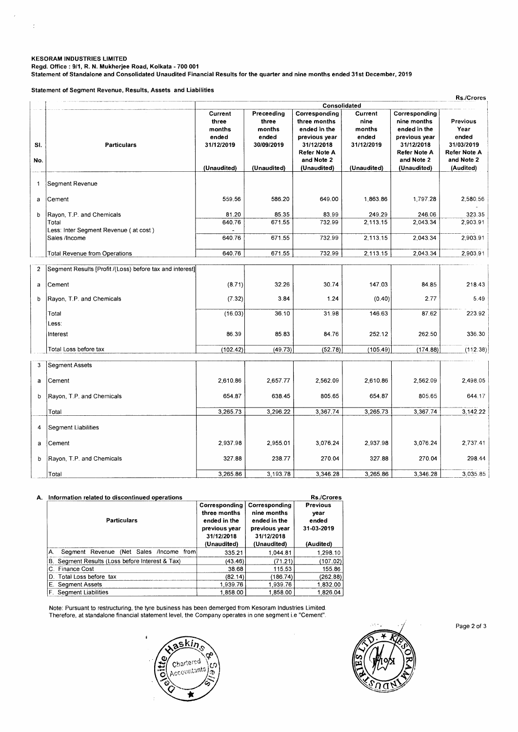**KESORAM INDUSTRIES LIMITED**
**Regd. Office : 9/1, R. N. Mukherjee Road, Kolkata - 700 001**
**Statement of Standalone and Consolidated Unaudited Financial Results for the quarter and nine months ended 31st December, 2019**

**Statement of Segment Revenue, Results, Assets and Liabilities**

Rs./Crores

| Sl. No. | Particulars | Consolidated | | | | | |
|---|---|---|---|---|---|---|---|
| | | Current three months ended 31/12/2019 (Unaudited) | Preceeding three months ended 30/09/2019 (Unaudited) | Corresponding three months ended in the previous year 31/12/2018 Refer Note A and Note 2 (Unaudited) | Current nine months ended 31/12/2019 (Unaudited) | Corresponding nine months ended in the previous year 31/12/2018 Refer Note A and Note 2 (Unaudited) | Previous Year ended 31/03/2019 Refer Note A and Note 2 (Audited) |
| 1 | Segment Revenue | | | | | | |
| a | Cement | 559.56 | 586.20 | 649.00 | 1,863.86 | 1,797.28 | 2,580.56 |
| b | Rayon, T.P. and Chemicals | 81.20 | 85.35 | 83.99 | 249.29 | 246.06 | 323.35 |
| | Total | 640.76 | 671.55 | 732.99 | 2,113.15 | 2,043.34 | 2,903.91 |
| | Less: Inter Segment Revenue ( at cost ) | - | | | | | |
| | Sales /Income | 640.76 | 671.55 | 732.99 | 2,113.15 | 2,043.34 | 2,903.91 |
| | Total Revenue from Operations | 640.76 | 671.55 | 732.99 | 2,113.15 | 2,043.34 | 2,903.91 |
| 2 | Segment Results [Profit /(Loss) before tax and interest] | | | | | | |
| a | Cement | (8.71) | 32.26 | 30.74 | 147.03 | 84.85 | 218.43 |
| b | Rayon, T.P. and Chemicals | (7.32) | 3.84 | 1.24 | (0.40) | 2.77 | 5.49 |
| | Total | (16.03) | 36.10 | 31.98 | 146.63 | 87.62 | 223.92 |
| | Less: | | | | | | |
| | Interest | 86.39 | 85.83 | 84.76 | 252.12 | 262.50 | 336.30 |
| | Total Loss before tax | (102.42) | (49.73) | (52.78) | (105.49) | (174.88) | (112.38) |
| 3 | Segment Assets | | | | | | |
| a | Cement | 2,610.86 | 2,657.77 | 2,562.09 | 2,610.86 | 2,562.09 | 2,498.05 |
| b | Rayon, T.P. and Chemicals | 654.87 | 638.45 | 805.65 | 654.87 | 805.65 | 644.17 |
| | Total | 3,265.73 | 3,296.22 | 3,367.74 | 3,265.73 | 3,367.74 | 3,142.22 |
| 4 | Segment Liabilities | | | | | | |
| a | Cement | 2,937.98 | 2,955.01 | 3,076.24 | 2,937.98 | 3,076.24 | 2,737.41 |
| b | Rayon, T.P. and Chemicals | 327.88 | 238.77 | 270.04 | 327.88 | 270.04 | 298.44 |
| | Total | 3,265.86 | 3,193.78 | 3,346.28 | 3,265.86 | 3,346.28 | 3,035.85 |

**A. Information related to discontinued operations**

Rs./Crores

| Particulars | Corresponding three months ended in the previous year 31/12/2018 (Unaudited) | Corresponding nine months ended in the previous year 31/12/2018 (Unaudited) | Previous year ended 31-03-2019 (Audited) |
|---|---|---|---|
| A. Segment Revenue (Net Sales /Income from | 335.21 | 1,044.81 | 1,298.10 |
| B. Segment Results (Loss before Interest & Tax) | (43.46) | (71.21) | (107.02) |
| C. Finance Cost | 38.68 | 115.53 | 155.86 |
| D. Total Loss before tax | (82.14) | (186.74) | (262.88) |
| E. Segment Assets | 1,939.76 | 1,939.76 | 1,832.00 |
| F. Segment Liabilities | 1,858.00 | 1,858.00 | 1,826.04 |

Note: Pursuant to restructuring, the tyre business has been demerged from Kesoram Industries Limited. Therefore, at standalone financial statement level, the Company operates in one segment i.e "Cement".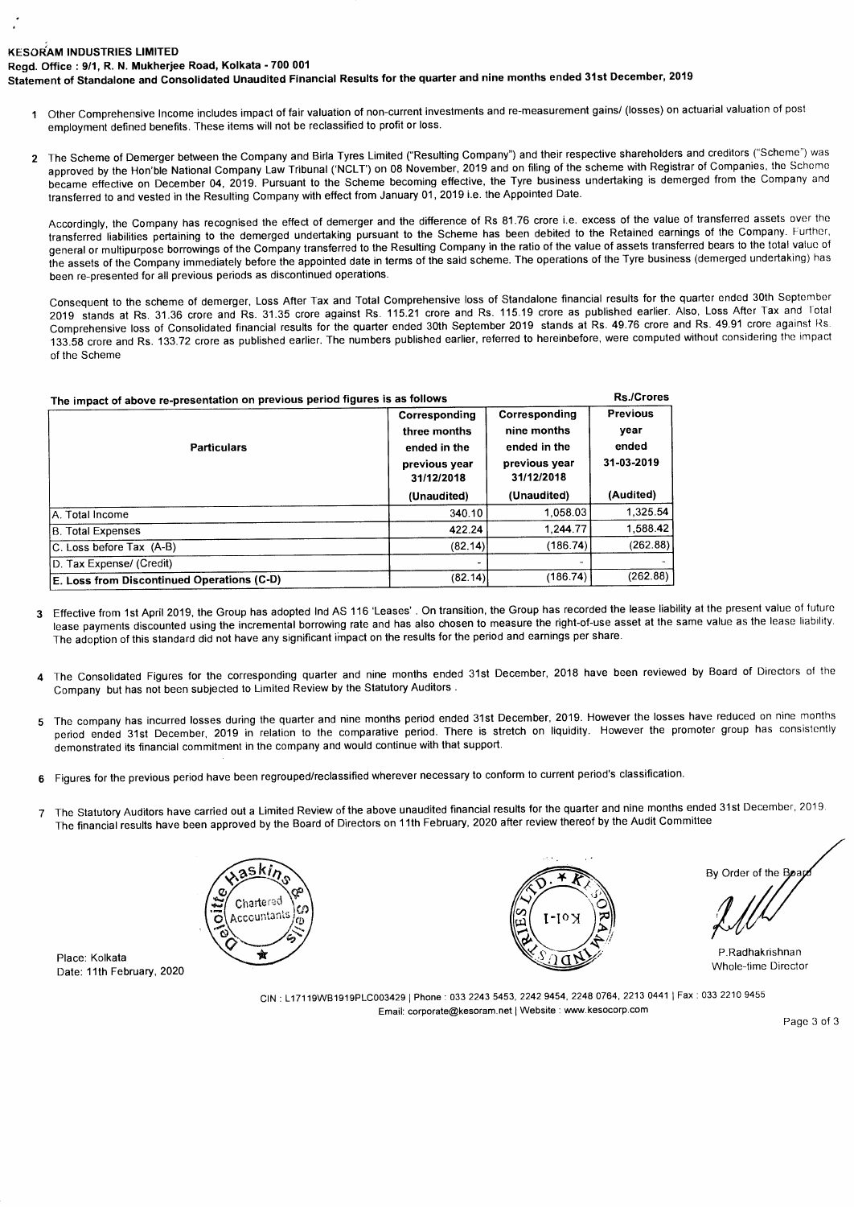**KESORAM INDUSTRIES LIMITED**

**Regd. Office : 9/1, R. N. Mukherjee Road, Kolkata - 700 001**

**Statement of Standalone and Consolidated Unaudited Financial Results for the quarter and nine months ended 31st December, 2019**

1. Other Comprehensive Income includes impact of fair valuation of non-current investments and re-measurement gains/ (losses) on actuarial valuation of post employment defined benefits. These items will not be reclassified to profit or loss.

2. The Scheme of Demerger between the Company and Birla Tyres Limited ("Resulting Company") and their respective shareholders and creditors ("Scheme") was approved by the Hon'ble National Company Law Tribunal ('NCLT') on 08 November, 2019 and on filing of the scheme with Registrar of Companies, the Scheme became effective on December 04, 2019. Pursuant to the Scheme becoming effective, the Tyre business undertaking is demerged from the Company and transferred to and vested in the Resulting Company with effect from January 01, 2019 i.e. the Appointed Date.

   Accordingly, the Company has recognised the effect of demerger and the difference of Rs 81.76 crore i.e. excess of the value of transferred assets over the transferred liabilities pertaining to the demerged undertaking pursuant to the Scheme has been debited to the Retained earnings of the Company. Further, general or multipurpose borrowings of the Company transferred to the Resulting Company in the ratio of the value of assets transferred bears to the total value of the assets of the Company immediately before the appointed date in terms of the said scheme. The operations of the Tyre business (demerged undertaking) has been re-presented for all previous periods as discontinued operations.

   Consequent to the scheme of demerger, Loss After Tax and Total Comprehensive loss of Standalone financial results for the quarter ended 30th September 2019 stands at Rs. 31.36 crore and Rs. 31.35 crore against Rs. 115.21 crore and Rs. 115.19 crore as published earlier. Also, Loss After Tax and Total Comprehensive loss of Consolidated financial results for the quarter ended 30th September 2019 stands at Rs. 49.76 crore and Rs. 49.91 crore against Rs. 133.58 crore and Rs. 133.72 crore as published earlier. The numbers published earlier, referred to hereinbefore, were computed without considering the impact of the Scheme

The impact of above re-presentation on previous period figures is as follows — Rs./Crores

| Particulars | Corresponding three months ended in the previous year 31/12/2018 (Unaudited) | Corresponding nine months ended in the previous year 31/12/2018 (Unaudited) | Previous year ended 31-03-2019 (Audited) |
|---|---|---|---|
| A. Total Income | 340.10 | 1,058.03 | 1,325.54 |
| B. Total Expenses | 422.24 | 1,244.77 | 1,588.42 |
| C. Loss before Tax (A-B) | (82.14) | (186.74) | (262.88) |
| D. Tax Expense/ (Credit) | - | - | - |
| **E. Loss from Discontinued Operations (C-D)** | (82.14) | (186.74) | (262.88) |

3. Effective from 1st April 2019, the Group has adopted Ind AS 116 'Leases'. On transition, the Group has recorded the lease liability at the present value of future lease payments discounted using the incremental borrowing rate and has also chosen to measure the right-of-use asset at the same value as the lease liability. The adoption of this standard did not have any significant impact on the results for the period and earnings per share.

4. The Consolidated Figures for the corresponding quarter and nine months ended 31st December, 2018 have been reviewed by Board of Directors of the Company but has not been subjected to Limited Review by the Statutory Auditors .

5. The company has incurred losses during the quarter and nine months period ended 31st December, 2019. However the losses have reduced on nine months period ended 31st December, 2019 in relation to the comparative period. There is stretch on liquidity. However the promoter group has consistently demonstrated its financial commitment in the company and would continue with that support.

6. Figures for the previous period have been regrouped/reclassified wherever necessary to conform to current period's classification.

7. The Statutory Auditors have carried out a Limited Review of the above unaudited financial results for the quarter and nine months ended 31st December, 2019. The financial results have been approved by the Board of Directors on 11th February, 2020 after review thereof by the Audit Committee

Place: Kolkata
Date: 11th February, 2020

By Order of the Board

P.Radhakrishnan
Whole-time Director

CIN : L17119WB1919PLC003429 | Phone : 033 2243 5453, 2242 9454, 2248 0764, 2213 0441 | Fax : 033 2210 9455
Email: corporate@kesoram.net | Website : www.kesocorp.com